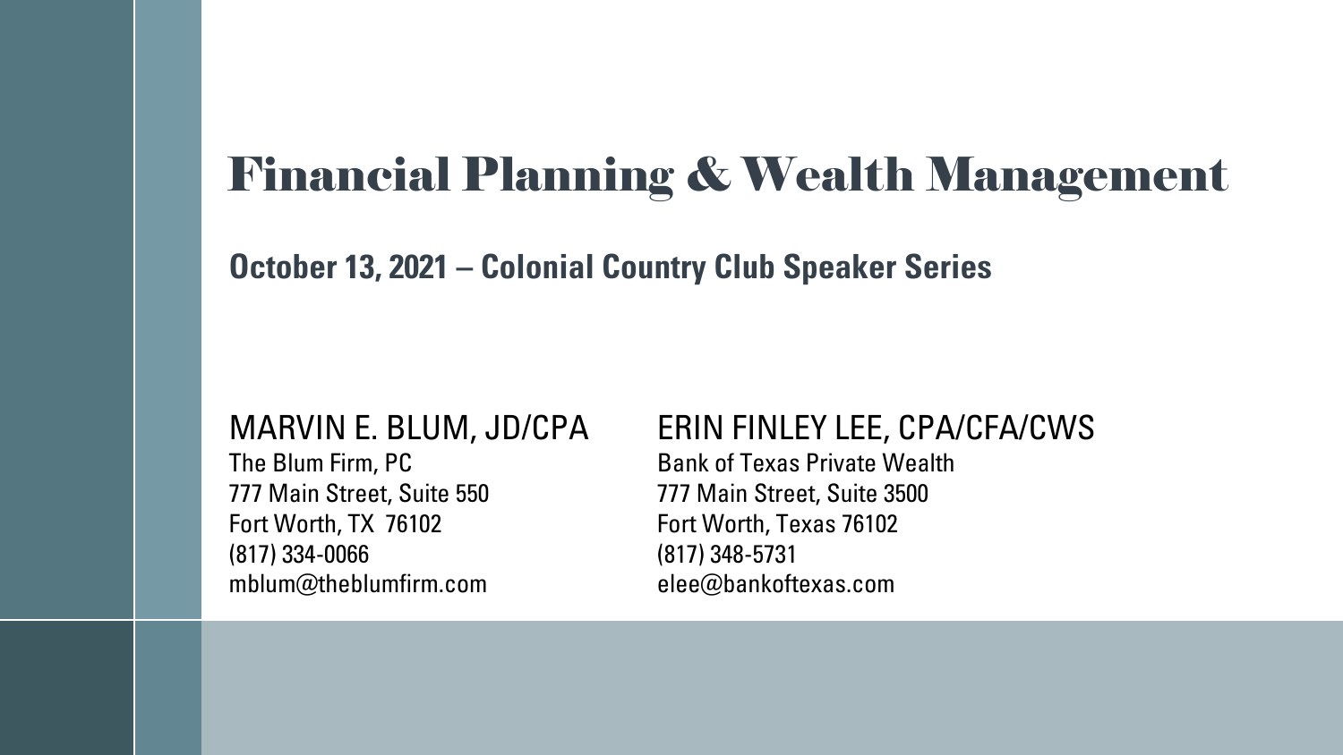# Financial Planning & Wealth Management

## October 13, 2021 – Colonial Country Club Speaker Series

MARVIN E. BLUM, JD/CPA
The Blum Firm, PC
777 Main Street, Suite 550
Fort Worth, TX  76102
(817) 334-0066
mblum@theblumfirm.com

ERIN FINLEY LEE, CPA/CFA/CWS
Bank of Texas Private Wealth
777 Main Street, Suite 3500
Fort Worth, Texas 76102
(817) 348-5731
elee@bankoftexas.com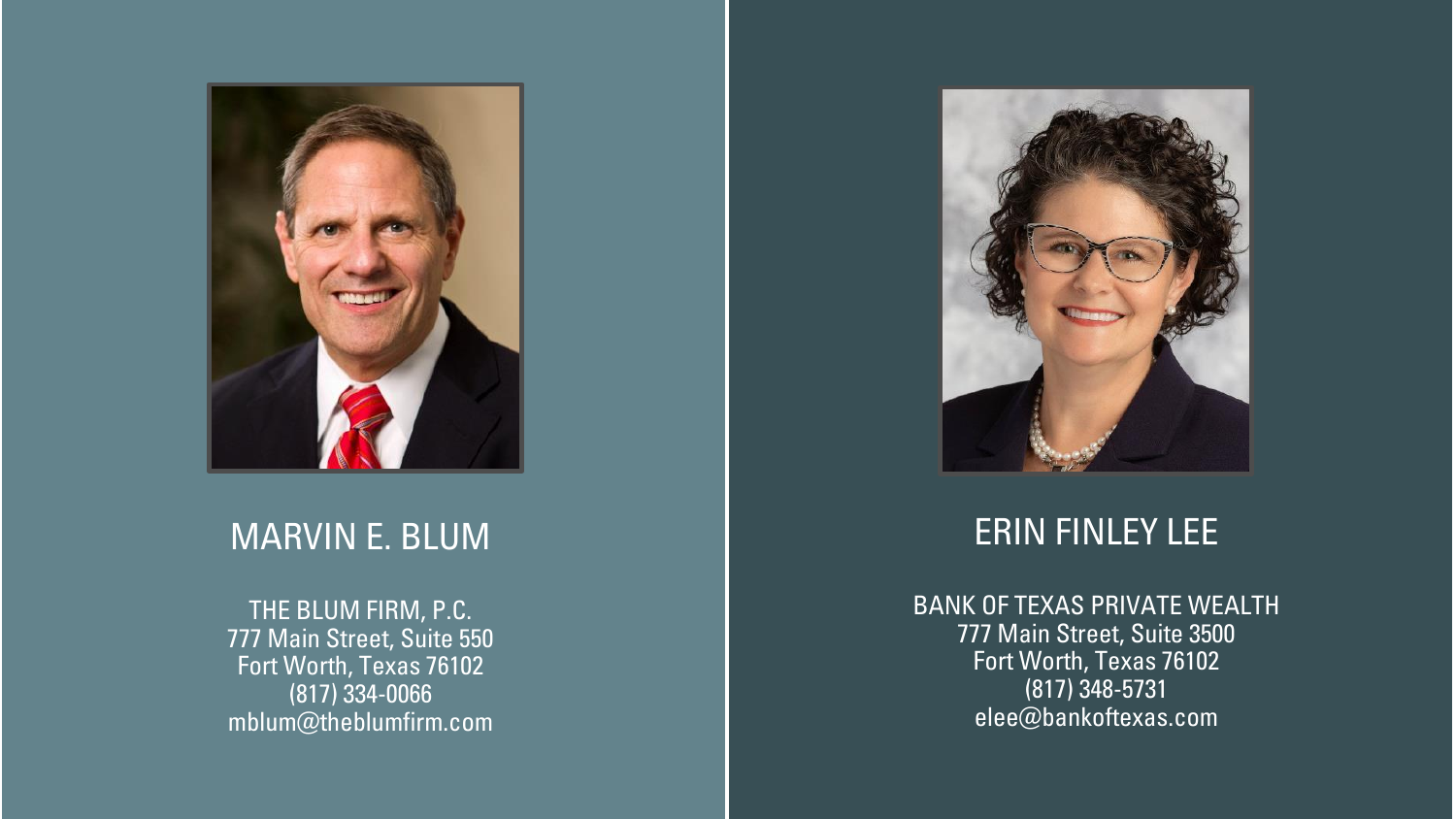## MARVIN E. BLUM

THE BLUM FIRM, P.C.
777 Main Street, Suite 550
Fort Worth, Texas 76102
(817) 334-0066
mblum@theblumfirm.com

## ERIN FINLEY LEE

BANK OF TEXAS PRIVATE WEALTH
777 Main Street, Suite 3500
Fort Worth, Texas 76102
(817) 348-5731
elee@bankoftexas.com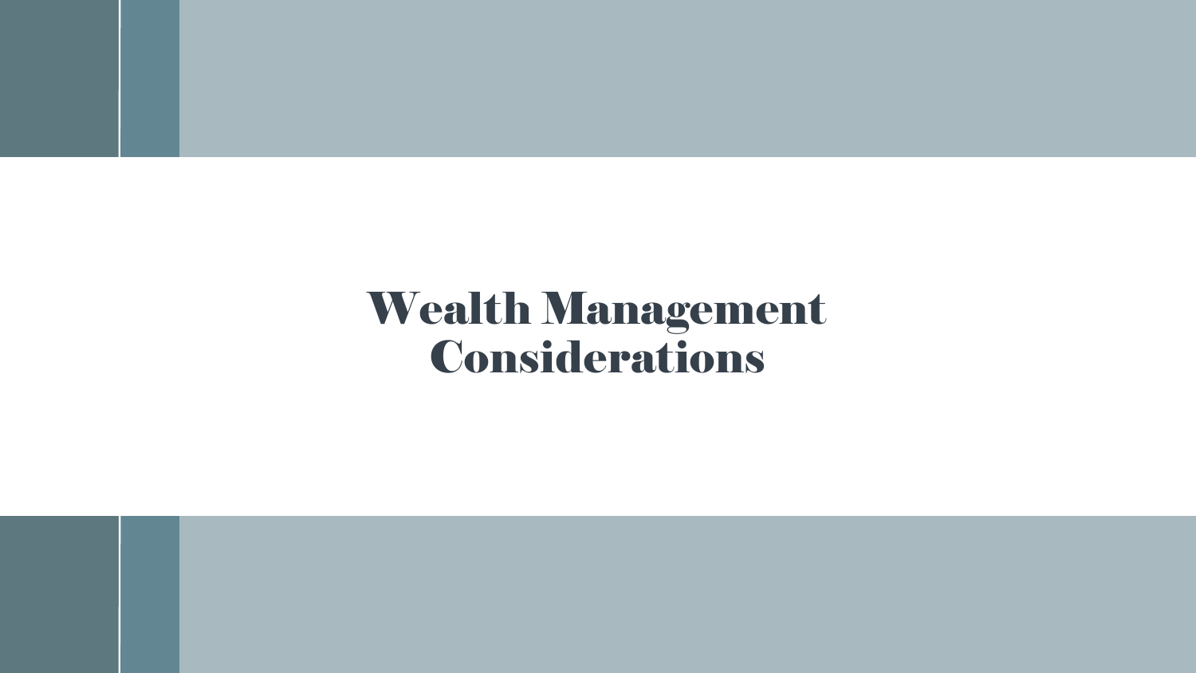# Wealth Management Considerations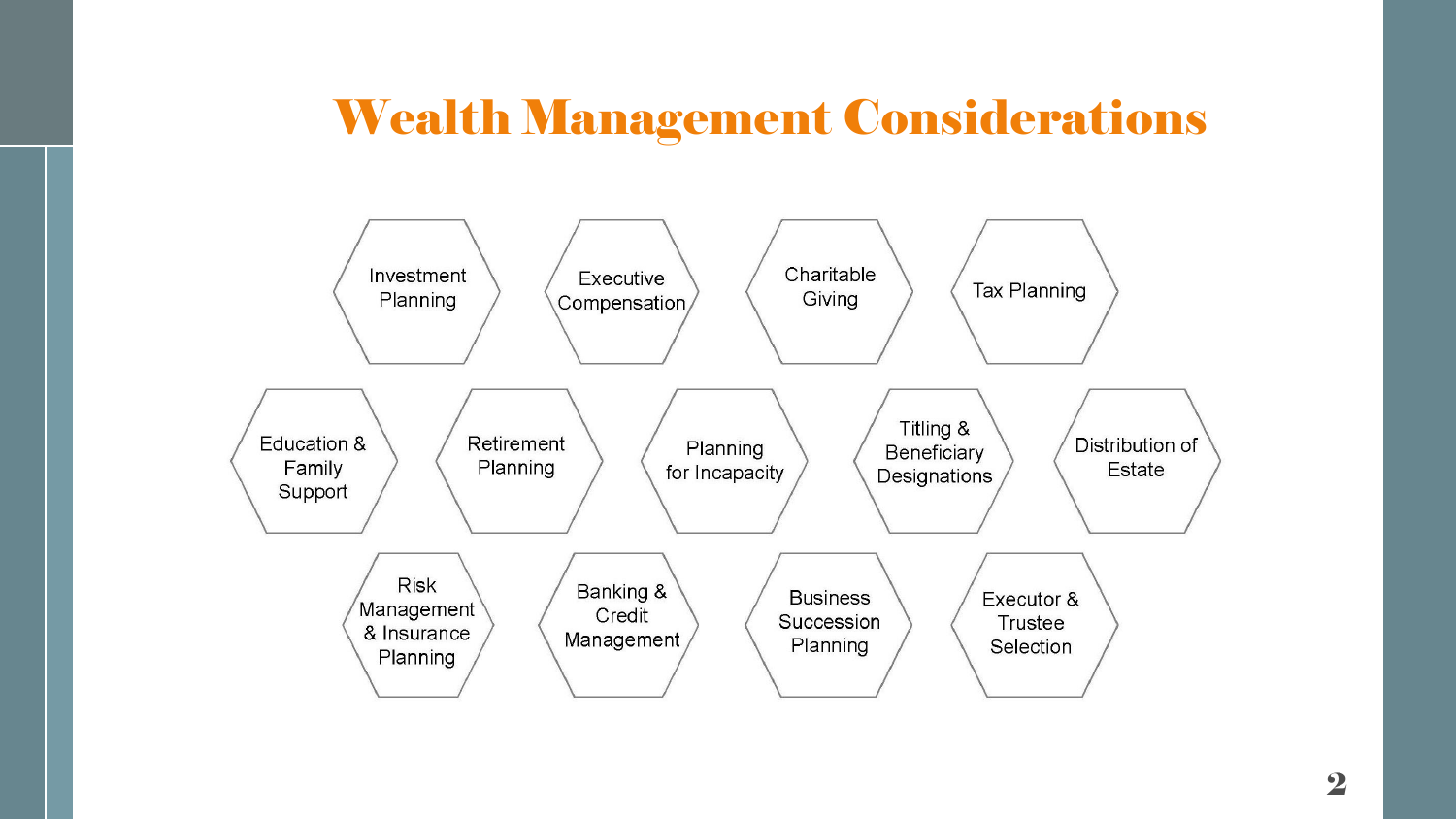# Wealth Management Considerations

- Investment Planning
- Executive Compensation
- Charitable Giving
- Tax Planning
- Education & Family Support
- Retirement Planning
- Planning for Incapacity
- Titling & Beneficiary Designations
- Distribution of Estate
- Risk Management & Insurance Planning
- Banking & Credit Management
- Business Succession Planning
- Executor & Trustee Selection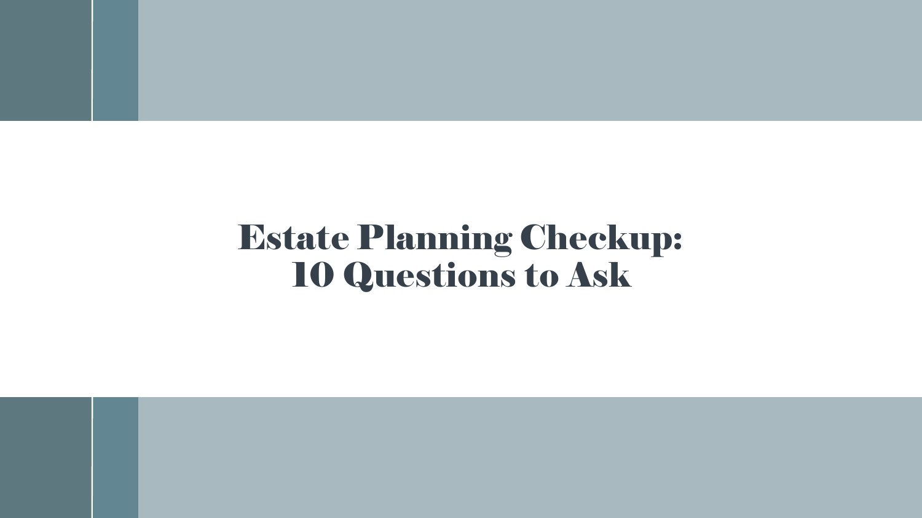# Estate Planning Checkup: 10 Questions to Ask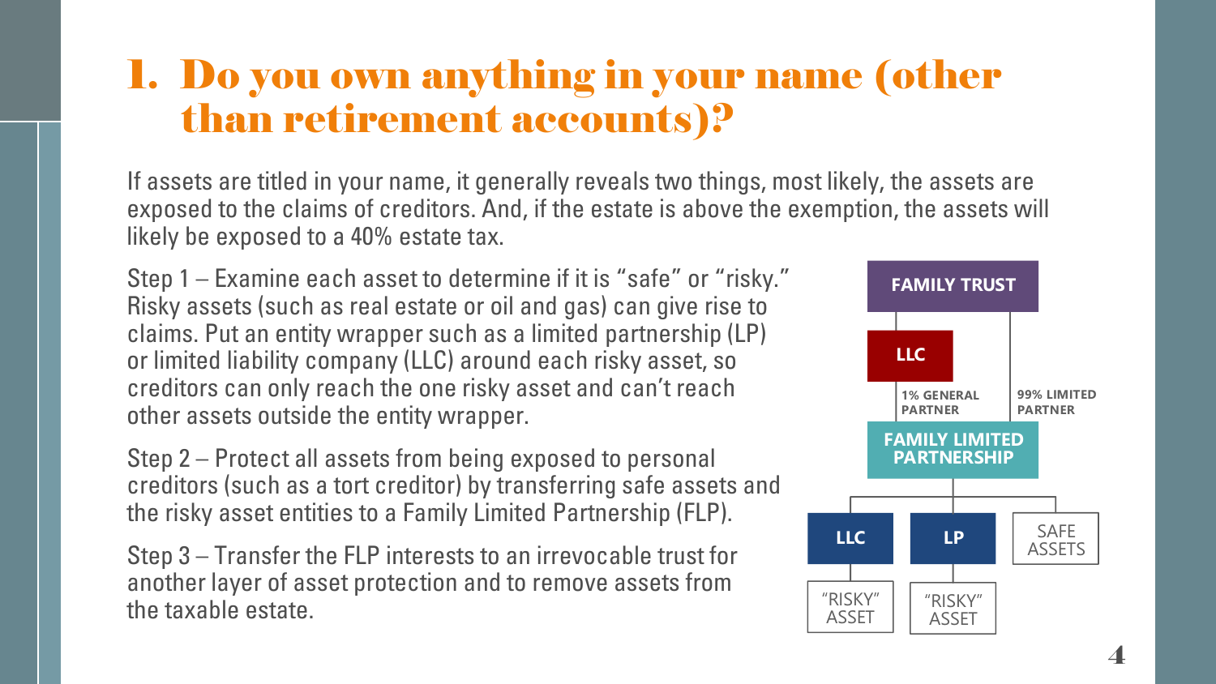# 1. Do you own anything in your name (other than retirement accounts)?

If assets are titled in your name, it generally reveals two things, most likely, the assets are exposed to the claims of creditors. And, if the estate is above the exemption, the assets will likely be exposed to a 40% estate tax.

Step 1 – Examine each asset to determine if it is "safe" or "risky." Risky assets (such as real estate or oil and gas) can give rise to claims. Put an entity wrapper such as a limited partnership (LP) or limited liability company (LLC) around each risky asset, so creditors can only reach the one risky asset and can't reach other assets outside the entity wrapper.

Step 2 – Protect all assets from being exposed to personal creditors (such as a tort creditor) by transferring safe assets and the risky asset entities to a Family Limited Partnership (FLP).

Step 3 – Transfer the FLP interests to an irrevocable trust for another layer of asset protection and to remove assets from the taxable estate.

FAMILY TRUST

LLC

1% GENERAL PARTNER

99% LIMITED PARTNER

FAMILY LIMITED PARTNERSHIP

LLC

LP

SAFE ASSETS

"RISKY" ASSET

"RISKY" ASSET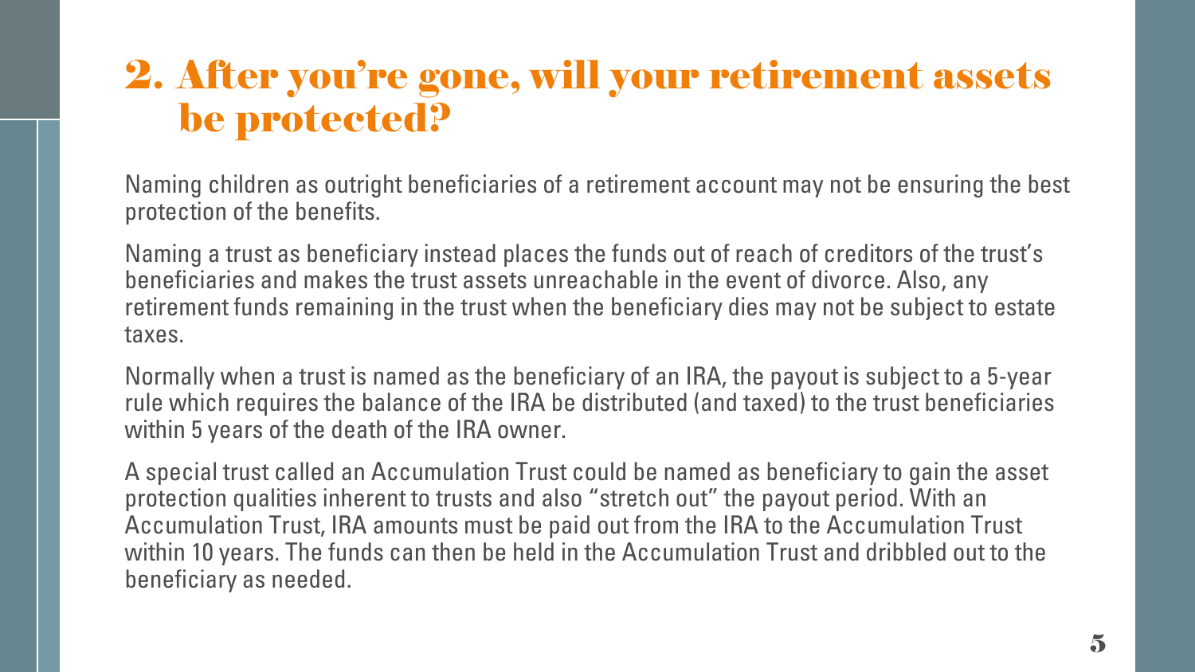## 2. After you're gone, will your retirement assets be protected?

Naming children as outright beneficiaries of a retirement account may not be ensuring the best protection of the benefits.

Naming a trust as beneficiary instead places the funds out of reach of creditors of the trust's beneficiaries and makes the trust assets unreachable in the event of divorce. Also, any retirement funds remaining in the trust when the beneficiary dies may not be subject to estate taxes.

Normally when a trust is named as the beneficiary of an IRA, the payout is subject to a 5-year rule which requires the balance of the IRA be distributed (and taxed) to the trust beneficiaries within 5 years of the death of the IRA owner.

A special trust called an Accumulation Trust could be named as beneficiary to gain the asset protection qualities inherent to trusts and also "stretch out" the payout period. With an Accumulation Trust, IRA amounts must be paid out from the IRA to the Accumulation Trust within 10 years. The funds can then be held in the Accumulation Trust and dribbled out to the beneficiary as needed.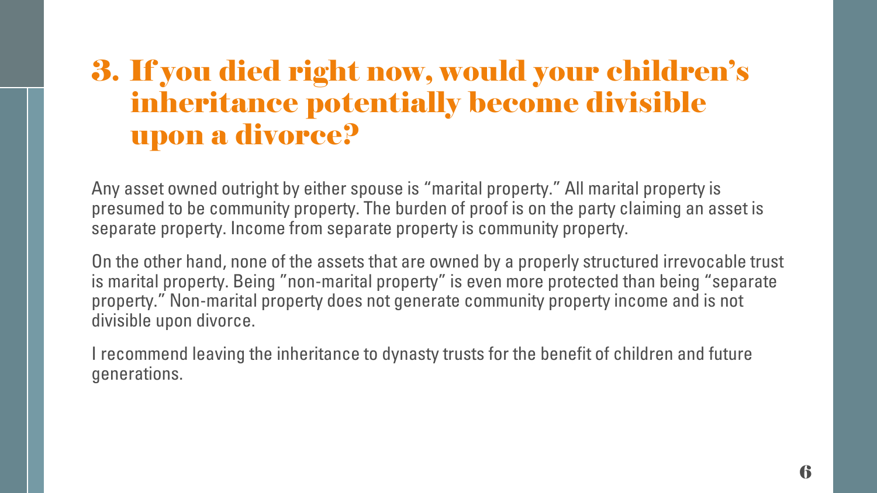# 3. If you died right now, would your children's inheritance potentially become divisible upon a divorce?

Any asset owned outright by either spouse is "marital property." All marital property is presumed to be community property. The burden of proof is on the party claiming an asset is separate property. Income from separate property is community property.

On the other hand, none of the assets that are owned by a properly structured irrevocable trust is marital property. Being "non-marital property" is even more protected than being "separate property." Non-marital property does not generate community property income and is not divisible upon divorce.

I recommend leaving the inheritance to dynasty trusts for the benefit of children and future generations.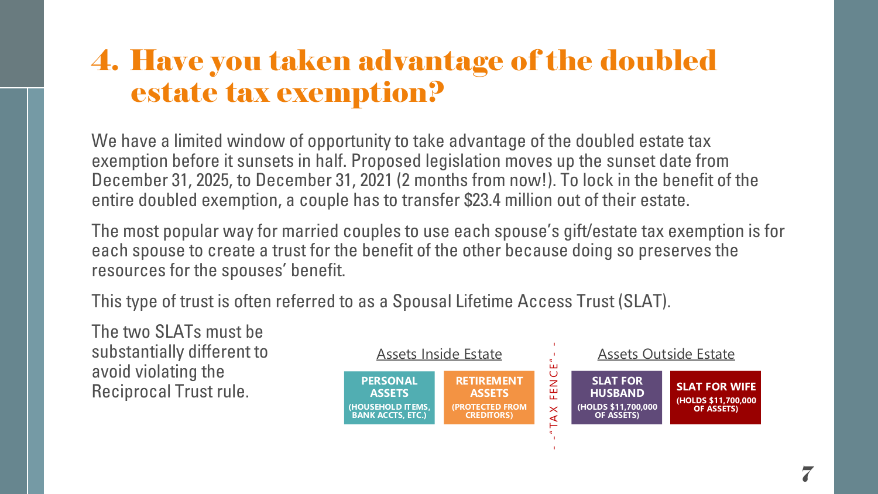# 4. Have you taken advantage of the doubled estate tax exemption?

We have a limited window of opportunity to take advantage of the doubled estate tax exemption before it sunsets in half. Proposed legislation moves up the sunset date from December 31, 2025, to December 31, 2021 (2 months from now!). To lock in the benefit of the entire doubled exemption, a couple has to transfer $23.4 million out of their estate.

The most popular way for married couples to use each spouse's gift/estate tax exemption is for each spouse to create a trust for the benefit of the other because doing so preserves the resources for the spouses' benefit.

This type of trust is often referred to as a Spousal Lifetime Access Trust (SLAT).

The two SLATs must be substantially different to avoid violating the Reciprocal Trust rule.

| Assets Inside Estate | | "TAX FENCE" | Assets Outside Estate | |
|---|---|---|---|---|
| **PERSONAL ASSETS** (HOUSEHOLD ITEMS, BANK ACCTS, ETC.) | **RETIREMENT ASSETS** (PROTECTED FROM CREDITORS) | | **SLAT FOR HUSBAND** (HOLDS $11,700,000 OF ASSETS) | **SLAT FOR WIFE** (HOLDS $11,700,000 OF ASSETS) |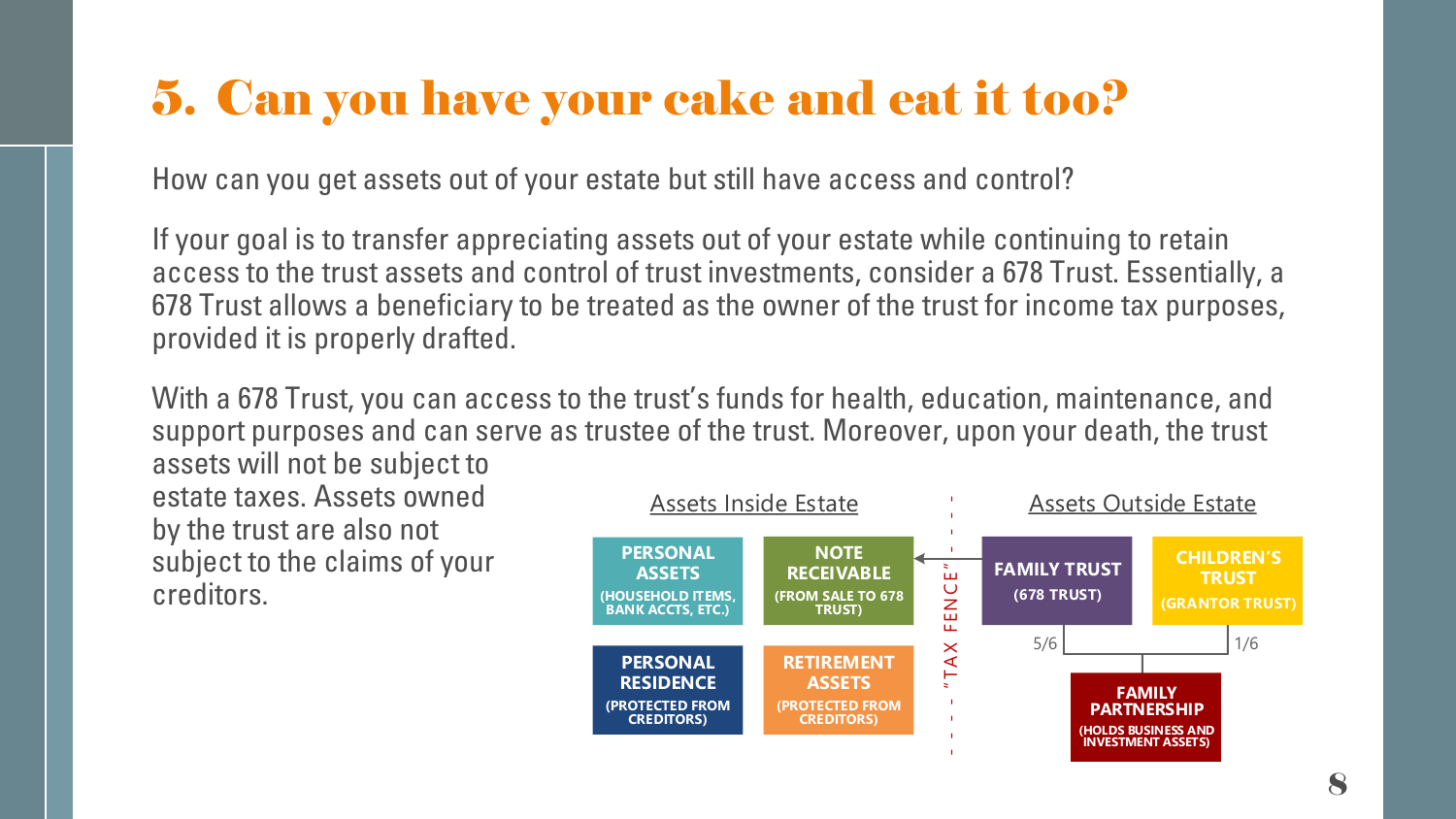# 5. Can you have your cake and eat it too?

How can you get assets out of your estate but still have access and control?

If your goal is to transfer appreciating assets out of your estate while continuing to retain access to the trust assets and control of trust investments, consider a 678 Trust. Essentially, a 678 Trust allows a beneficiary to be treated as the owner of the trust for income tax purposes, provided it is properly drafted.

With a 678 Trust, you can access to the trust's funds for health, education, maintenance, and support purposes and can serve as trustee of the trust. Moreover, upon your death, the trust assets will not be subject to estate taxes. Assets owned by the trust are also not subject to the claims of your creditors.

Assets Inside Estate

- **PERSONAL ASSETS** (HOUSEHOLD ITEMS, BANK ACCTS, ETC.)
- **NOTE RECEIVABLE** (FROM SALE TO 678 TRUST)
- **PERSONAL RESIDENCE** (PROTECTED FROM CREDITORS)
- **RETIREMENT ASSETS** (PROTECTED FROM CREDITORS)

"TAX FENCE"

Assets Outside Estate

- **FAMILY TRUST** (678 TRUST) — 5/6
- **CHILDREN'S TRUST** (GRANTOR TRUST) — 1/6
- **FAMILY PARTNERSHIP** (HOLDS BUSINESS AND INVESTMENT ASSETS)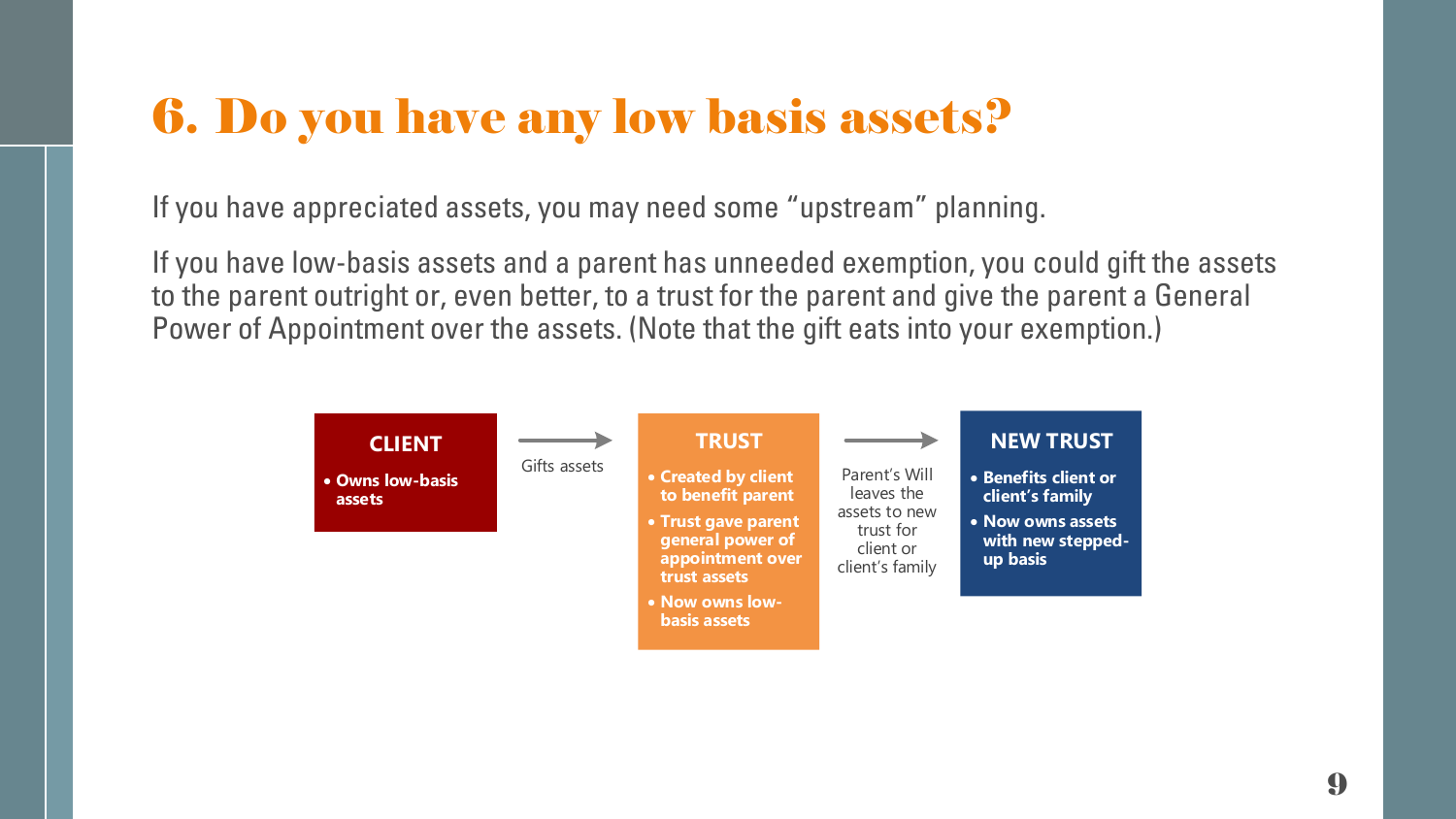# 6. Do you have any low basis assets?

If you have appreciated assets, you may need some "upstream" planning.

If you have low-basis assets and a parent has unneeded exemption, you could gift the assets to the parent outright or, even better, to a trust for the parent and give the parent a General Power of Appointment over the assets. (Note that the gift eats into your exemption.)

**CLIENT**

- **Owns low-basis assets**

→ Gifts assets →

**TRUST**

- **Created by client to benefit parent**
- **Trust gave parent general power of appointment over trust assets**
- **Now owns low-basis assets**

→ Parent's Will leaves the assets to new trust for client or client's family →

**NEW TRUST**

- **Benefits client or client's family**
- **Now owns assets with new stepped-up basis**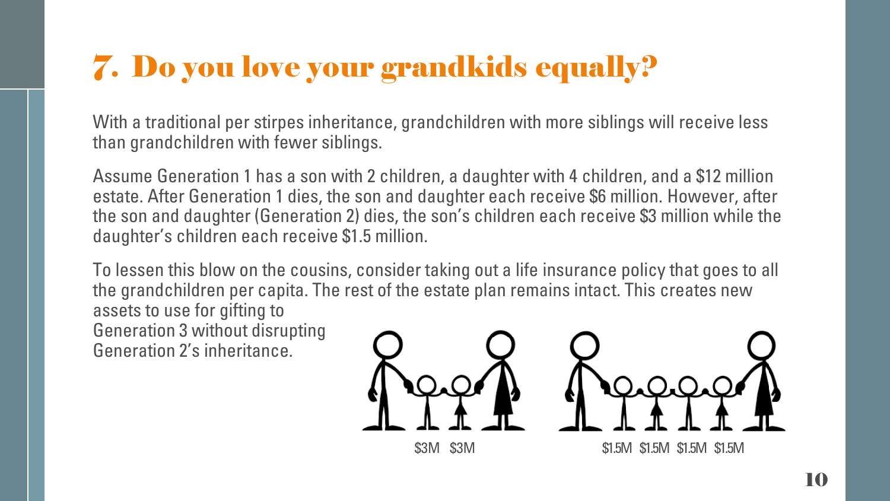# 7. Do you love your grandkids equally?

With a traditional per stirpes inheritance, grandchildren with more siblings will receive less than grandchildren with fewer siblings.

Assume Generation 1 has a son with 2 children, a daughter with 4 children, and a $12 million estate. After Generation 1 dies, the son and daughter each receive $6 million. However, after the son and daughter (Generation 2) dies, the son's children each receive $3 million while the daughter's children each receive $1.5 million.

To lessen this blow on the cousins, consider taking out a life insurance policy that goes to all the grandchildren per capita. The rest of the estate plan remains intact. This creates new assets to use for gifting to Generation 3 without disrupting Generation 2's inheritance.

$3M $3M

$1.5M $1.5M $1.5M $1.5M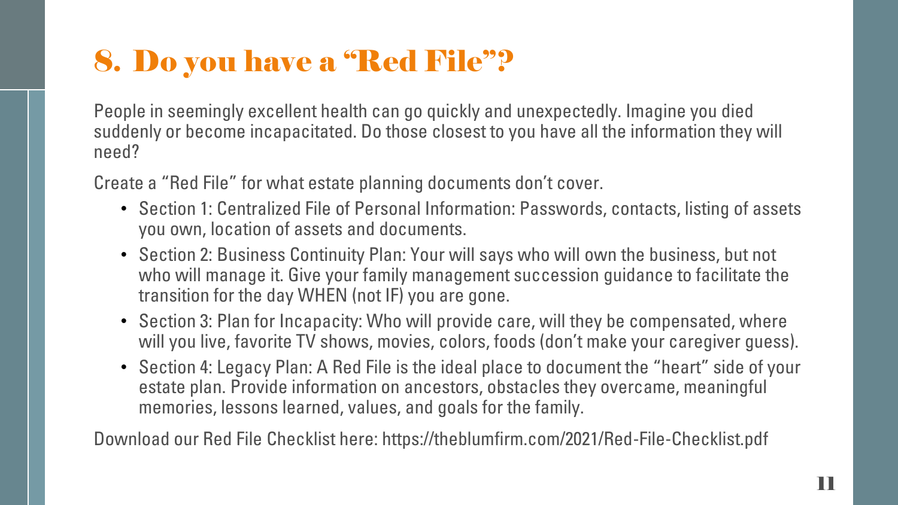# 8. Do you have a "Red File"?

People in seemingly excellent health can go quickly and unexpectedly. Imagine you died suddenly or become incapacitated. Do those closest to you have all the information they will need?

Create a "Red File" for what estate planning documents don't cover.

- Section 1: Centralized File of Personal Information: Passwords, contacts, listing of assets you own, location of assets and documents.
- Section 2: Business Continuity Plan: Your will says who will own the business, but not who will manage it. Give your family management succession guidance to facilitate the transition for the day WHEN (not IF) you are gone.
- Section 3: Plan for Incapacity: Who will provide care, will they be compensated, where will you live, favorite TV shows, movies, colors, foods (don't make your caregiver guess).
- Section 4: Legacy Plan: A Red File is the ideal place to document the "heart" side of your estate plan. Provide information on ancestors, obstacles they overcame, meaningful memories, lessons learned, values, and goals for the family.

Download our Red File Checklist here: https://theblumfirm.com/2021/Red-File-Checklist.pdf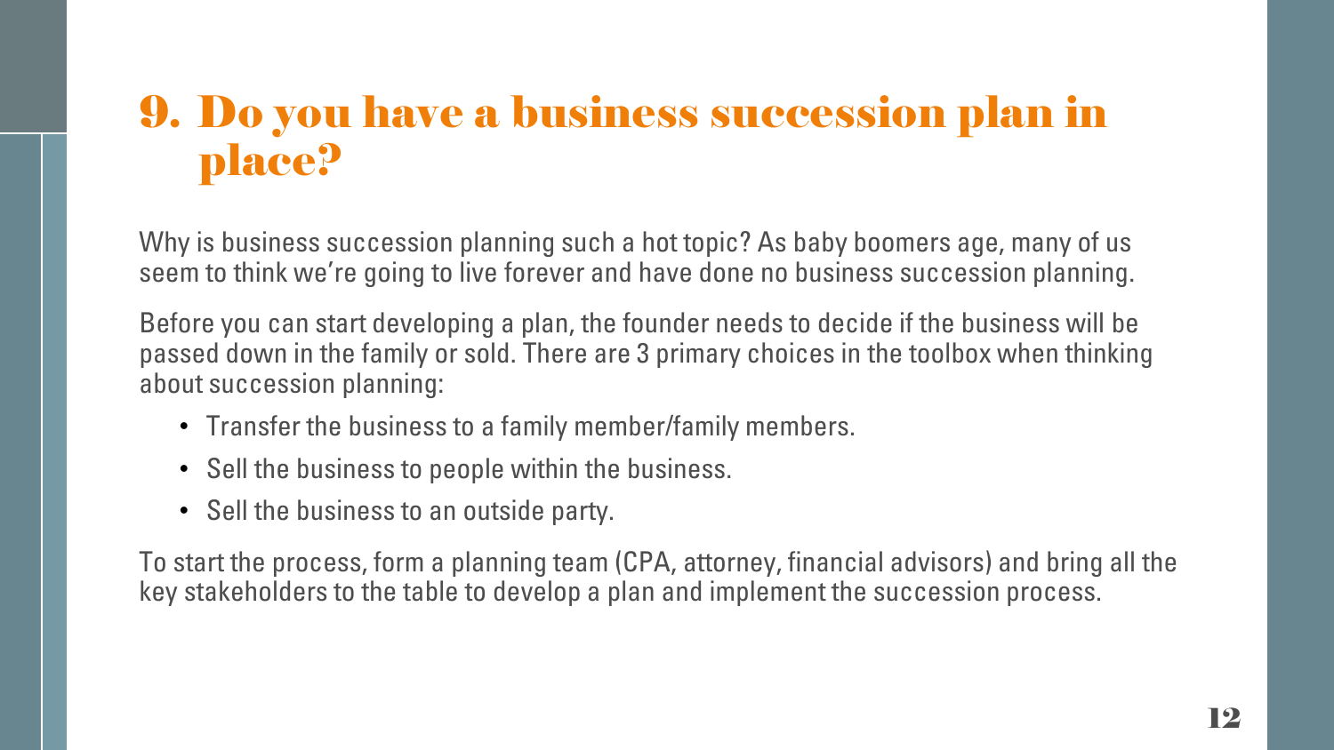# 9. Do you have a business succession plan in place?

Why is business succession planning such a hot topic? As baby boomers age, many of us seem to think we're going to live forever and have done no business succession planning.

Before you can start developing a plan, the founder needs to decide if the business will be passed down in the family or sold. There are 3 primary choices in the toolbox when thinking about succession planning:

- Transfer the business to a family member/family members.
- Sell the business to people within the business.
- Sell the business to an outside party.

To start the process, form a planning team (CPA, attorney, financial advisors) and bring all the key stakeholders to the table to develop a plan and implement the succession process.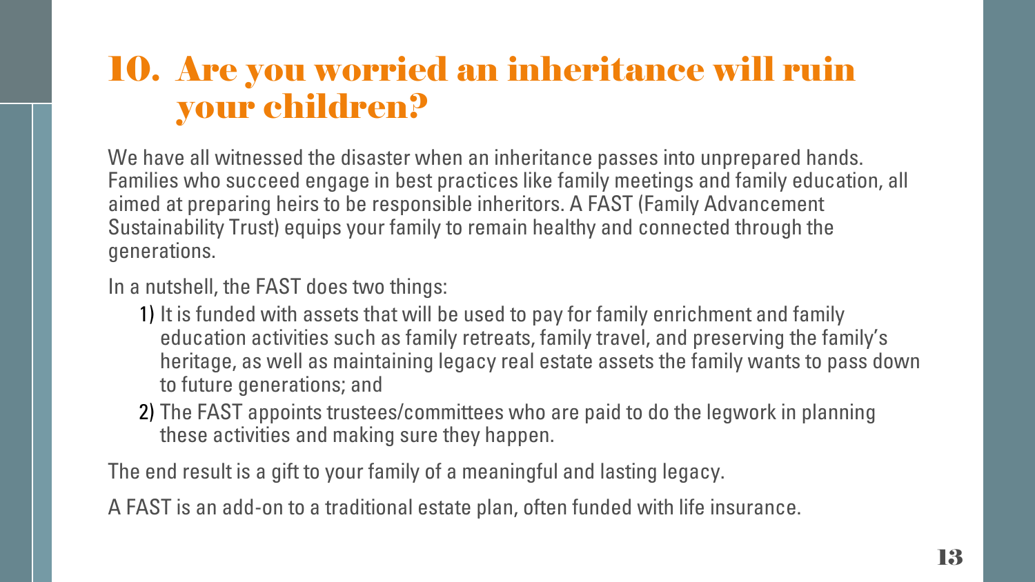# 10. Are you worried an inheritance will ruin your children?

We have all witnessed the disaster when an inheritance passes into unprepared hands. Families who succeed engage in best practices like family meetings and family education, all aimed at preparing heirs to be responsible inheritors. A FAST (Family Advancement Sustainability Trust) equips your family to remain healthy and connected through the generations.

In a nutshell, the FAST does two things:

1) It is funded with assets that will be used to pay for family enrichment and family education activities such as family retreats, family travel, and preserving the family's heritage, as well as maintaining legacy real estate assets the family wants to pass down to future generations; and
2) The FAST appoints trustees/committees who are paid to do the legwork in planning these activities and making sure they happen.

The end result is a gift to your family of a meaningful and lasting legacy.

A FAST is an add-on to a traditional estate plan, often funded with life insurance.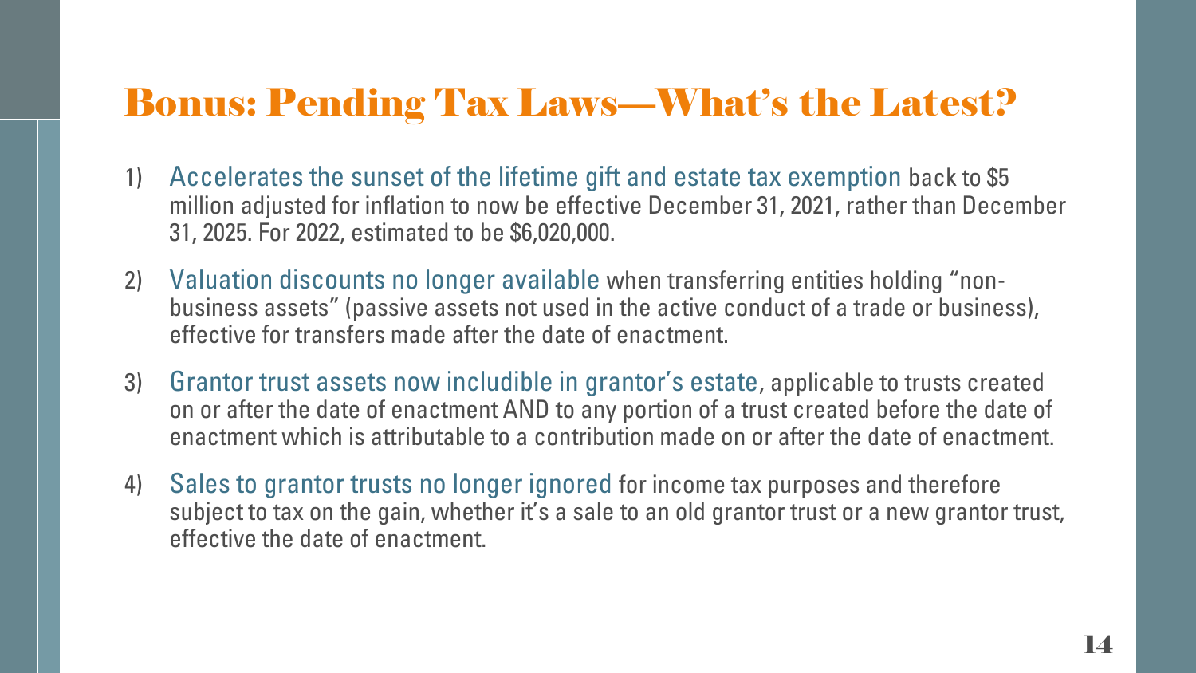# Bonus: Pending Tax Laws—What's the Latest?

1) Accelerates the sunset of the lifetime gift and estate tax exemption back to $5 million adjusted for inflation to now be effective December 31, 2021, rather than December 31, 2025. For 2022, estimated to be $6,020,000.
2) Valuation discounts no longer available when transferring entities holding "non-business assets" (passive assets not used in the active conduct of a trade or business), effective for transfers made after the date of enactment.
3) Grantor trust assets now includible in grantor's estate, applicable to trusts created on or after the date of enactment AND to any portion of a trust created before the date of enactment which is attributable to a contribution made on or after the date of enactment.
4) Sales to grantor trusts no longer ignored for income tax purposes and therefore subject to tax on the gain, whether it's a sale to an old grantor trust or a new grantor trust, effective the date of enactment.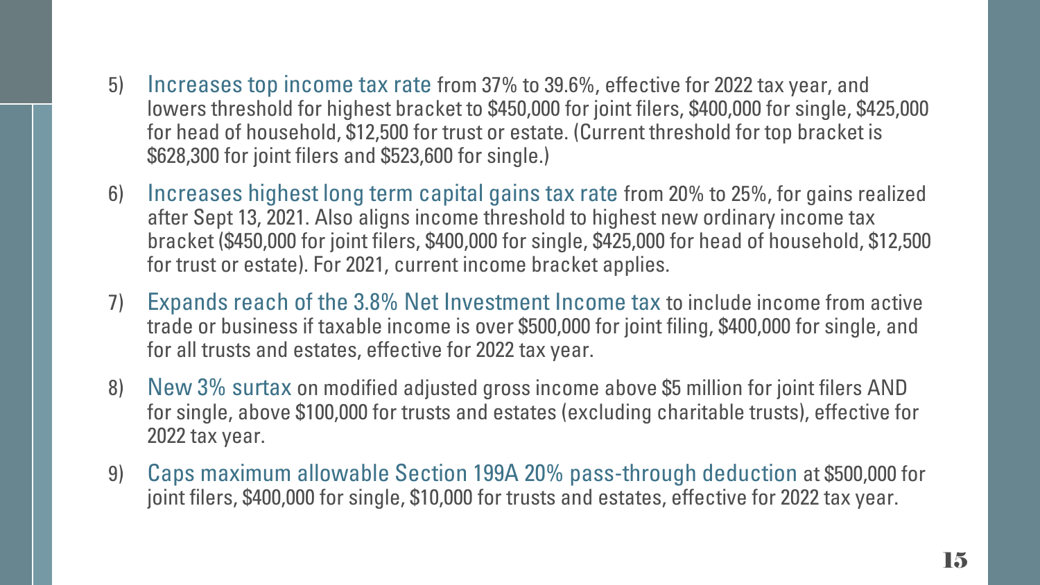5) **Increases top income tax rate** from 37% to 39.6%, effective for 2022 tax year, and lowers threshold for highest bracket to $450,000 for joint filers, $400,000 for single, $425,000 for head of household, $12,500 for trust or estate. (Current threshold for top bracket is $628,300 for joint filers and $523,600 for single.)

6) **Increases highest long term capital gains tax rate** from 20% to 25%, for gains realized after Sept 13, 2021. Also aligns income threshold to highest new ordinary income tax bracket ($450,000 for joint filers, $400,000 for single, $425,000 for head of household, $12,500 for trust or estate). For 2021, current income bracket applies.

7) **Expands reach of the 3.8% Net Investment Income tax** to include income from active trade or business if taxable income is over $500,000 for joint filing, $400,000 for single, and for all trusts and estates, effective for 2022 tax year.

8) **New 3% surtax** on modified adjusted gross income above $5 million for joint filers AND for single, above $100,000 for trusts and estates (excluding charitable trusts), effective for 2022 tax year.

9) **Caps maximum allowable Section 199A 20% pass-through deduction** at $500,000 for joint filers, $400,000 for single, $10,000 for trusts and estates, effective for 2022 tax year.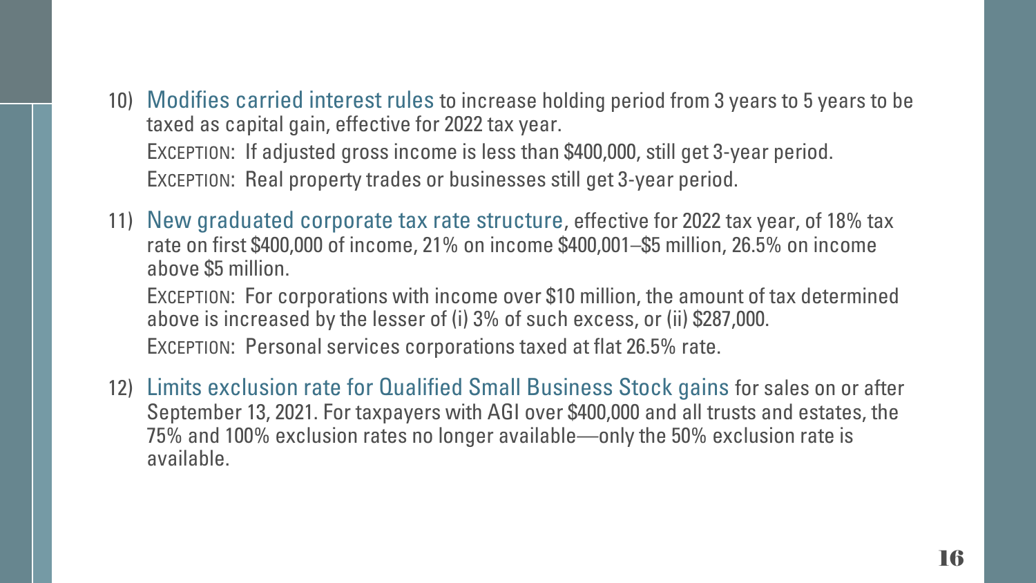10) Modifies carried interest rules to increase holding period from 3 years to 5 years to be taxed as capital gain, effective for 2022 tax year.

    EXCEPTION: If adjusted gross income is less than $400,000, still get 3-year period.

    EXCEPTION: Real property trades or businesses still get 3-year period.

11) New graduated corporate tax rate structure, effective for 2022 tax year, of 18% tax rate on first $400,000 of income, 21% on income $400,001–$5 million, 26.5% on income above $5 million.

    EXCEPTION: For corporations with income over $10 million, the amount of tax determined above is increased by the lesser of (i) 3% of such excess, or (ii) $287,000.

    EXCEPTION: Personal services corporations taxed at flat 26.5% rate.

12) Limits exclusion rate for Qualified Small Business Stock gains for sales on or after September 13, 2021. For taxpayers with AGI over $400,000 and all trusts and estates, the 75% and 100% exclusion rates no longer available—only the 50% exclusion rate is available.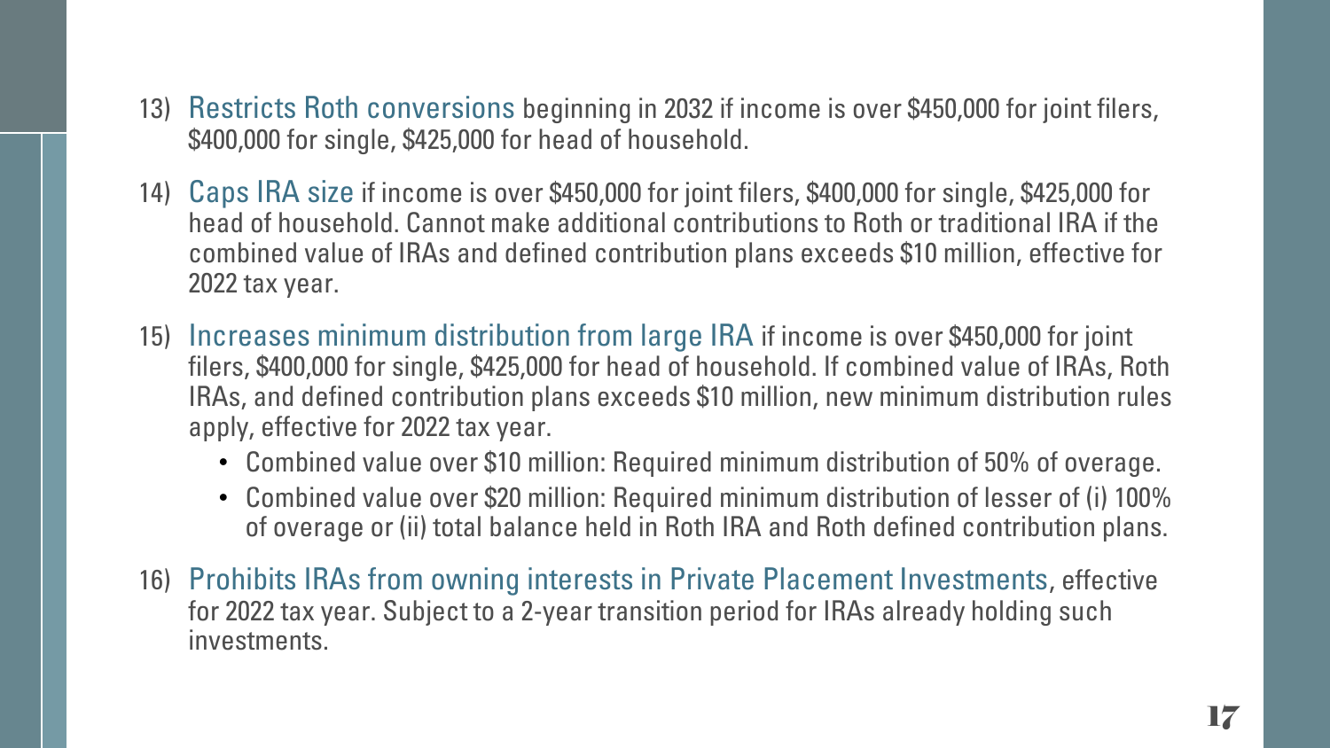13) Restricts Roth conversions beginning in 2032 if income is over $450,000 for joint filers, $400,000 for single, $425,000 for head of household.

14) Caps IRA size if income is over $450,000 for joint filers, $400,000 for single, $425,000 for head of household. Cannot make additional contributions to Roth or traditional IRA if the combined value of IRAs and defined contribution plans exceeds $10 million, effective for 2022 tax year.

15) Increases minimum distribution from large IRA if income is over $450,000 for joint filers, $400,000 for single, $425,000 for head of household. If combined value of IRAs, Roth IRAs, and defined contribution plans exceeds $10 million, new minimum distribution rules apply, effective for 2022 tax year.
    - Combined value over $10 million: Required minimum distribution of 50% of overage.
    - Combined value over $20 million: Required minimum distribution of lesser of (i) 100% of overage or (ii) total balance held in Roth IRA and Roth defined contribution plans.

16) Prohibits IRAs from owning interests in Private Placement Investments, effective for 2022 tax year. Subject to a 2-year transition period for IRAs already holding such investments.